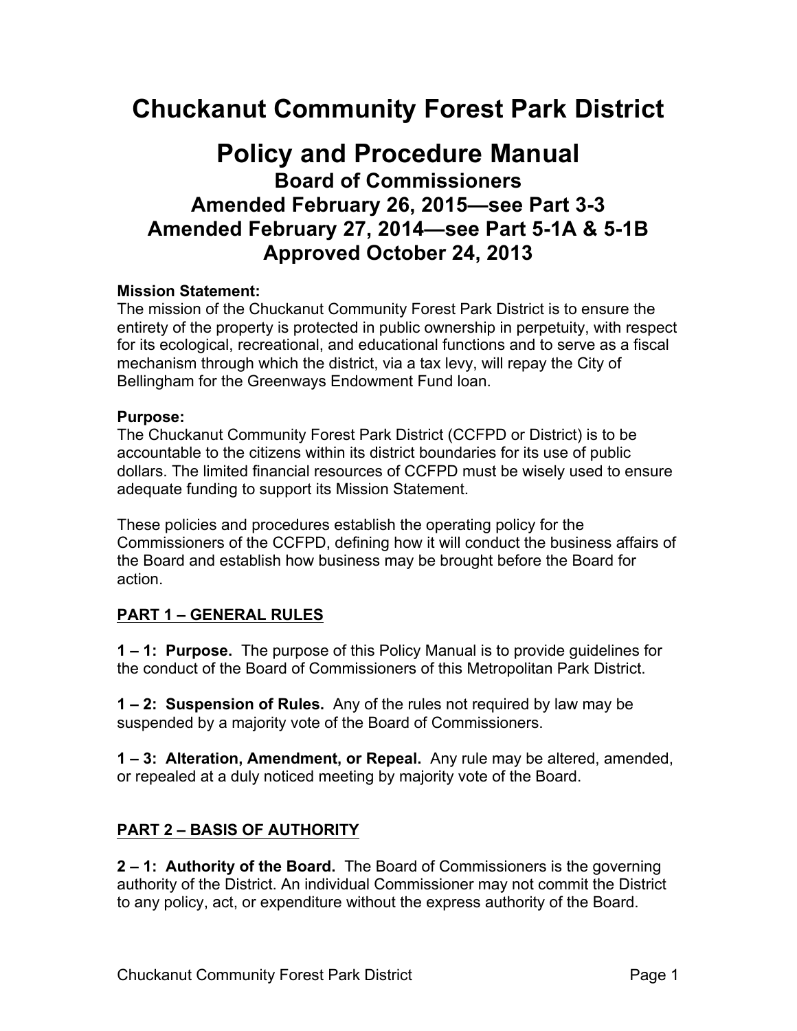# Chuckanut Community Forest Park District

# Policy and Procedure Manual

### Board of Commissioners
### Amended February 26, 2015—see Part 3-3
### Amended February 27, 2014—see Part 5-1A & 5-1B
### Approved October 24, 2013

**Mission Statement:**
The mission of the Chuckanut Community Forest Park District is to ensure the entirety of the property is protected in public ownership in perpetuity, with respect for its ecological, recreational, and educational functions and to serve as a fiscal mechanism through which the district, via a tax levy, will repay the City of Bellingham for the Greenways Endowment Fund loan.

**Purpose:**
The Chuckanut Community Forest Park District (CCFPD or District) is to be accountable to the citizens within its district boundaries for its use of public dollars. The limited financial resources of CCFPD must be wisely used to ensure adequate funding to support its Mission Statement.

These policies and procedures establish the operating policy for the Commissioners of the CCFPD, defining how it will conduct the business affairs of the Board and establish how business may be brought before the Board for action.

## PART 1 – GENERAL RULES

**1 – 1: Purpose.** The purpose of this Policy Manual is to provide guidelines for the conduct of the Board of Commissioners of this Metropolitan Park District.

**1 – 2: Suspension of Rules.** Any of the rules not required by law may be suspended by a majority vote of the Board of Commissioners.

**1 – 3: Alteration, Amendment, or Repeal.** Any rule may be altered, amended, or repealed at a duly noticed meeting by majority vote of the Board.

## PART 2 – BASIS OF AUTHORITY

**2 – 1: Authority of the Board.** The Board of Commissioners is the governing authority of the District. An individual Commissioner may not commit the District to any policy, act, or expenditure without the express authority of the Board.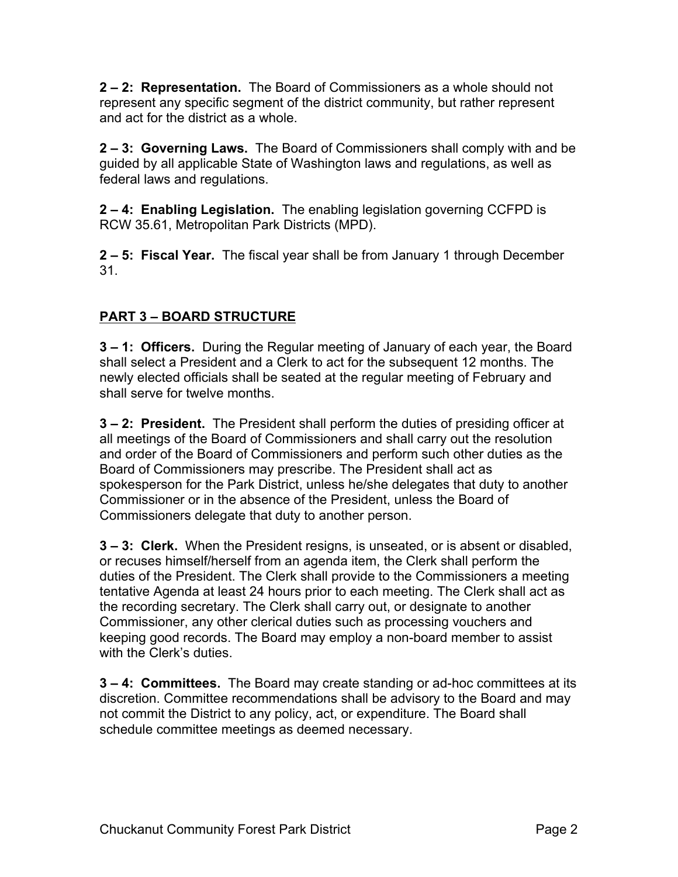**2 – 2: Representation.** The Board of Commissioners as a whole should not represent any specific segment of the district community, but rather represent and act for the district as a whole.

**2 – 3: Governing Laws.** The Board of Commissioners shall comply with and be guided by all applicable State of Washington laws and regulations, as well as federal laws and regulations.

**2 – 4: Enabling Legislation.** The enabling legislation governing CCFPD is RCW 35.61, Metropolitan Park Districts (MPD).

**2 – 5: Fiscal Year.** The fiscal year shall be from January 1 through December 31.

## PART 3 – BOARD STRUCTURE

**3 – 1: Officers.** During the Regular meeting of January of each year, the Board shall select a President and a Clerk to act for the subsequent 12 months. The newly elected officials shall be seated at the regular meeting of February and shall serve for twelve months.

**3 – 2: President.** The President shall perform the duties of presiding officer at all meetings of the Board of Commissioners and shall carry out the resolution and order of the Board of Commissioners and perform such other duties as the Board of Commissioners may prescribe. The President shall act as spokesperson for the Park District, unless he/she delegates that duty to another Commissioner or in the absence of the President, unless the Board of Commissioners delegate that duty to another person.

**3 – 3: Clerk.** When the President resigns, is unseated, or is absent or disabled, or recuses himself/herself from an agenda item, the Clerk shall perform the duties of the President. The Clerk shall provide to the Commissioners a meeting tentative Agenda at least 24 hours prior to each meeting. The Clerk shall act as the recording secretary. The Clerk shall carry out, or designate to another Commissioner, any other clerical duties such as processing vouchers and keeping good records. The Board may employ a non-board member to assist with the Clerk's duties.

**3 – 4: Committees.** The Board may create standing or ad-hoc committees at its discretion. Committee recommendations shall be advisory to the Board and may not commit the District to any policy, act, or expenditure. The Board shall schedule committee meetings as deemed necessary.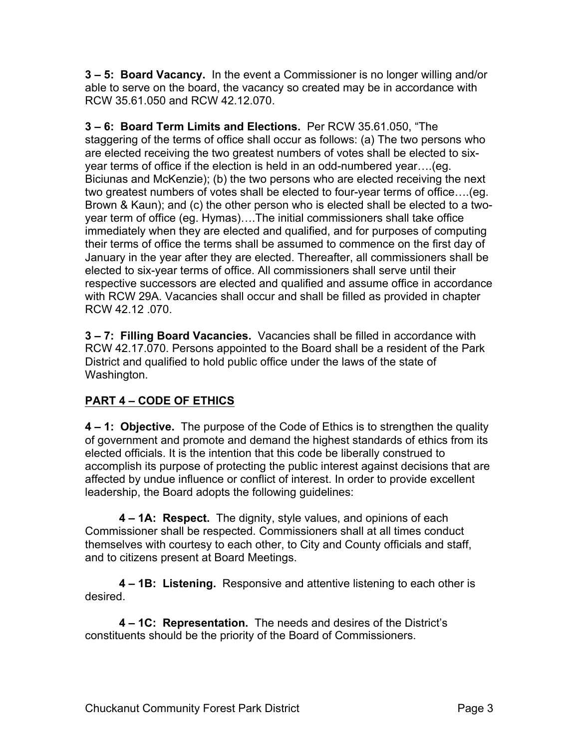**3 – 5: Board Vacancy.** In the event a Commissioner is no longer willing and/or able to serve on the board, the vacancy so created may be in accordance with RCW 35.61.050 and RCW 42.12.070.

**3 – 6: Board Term Limits and Elections.** Per RCW 35.61.050, "The staggering of the terms of office shall occur as follows: (a) The two persons who are elected receiving the two greatest numbers of votes shall be elected to six-year terms of office if the election is held in an odd-numbered year….(eg. Biciunas and McKenzie); (b) the two persons who are elected receiving the next two greatest numbers of votes shall be elected to four-year terms of office….(eg. Brown & Kaun); and (c) the other person who is elected shall be elected to a two-year term of office (eg. Hymas)….The initial commissioners shall take office immediately when they are elected and qualified, and for purposes of computing their terms of office the terms shall be assumed to commence on the first day of January in the year after they are elected. Thereafter, all commissioners shall be elected to six-year terms of office. All commissioners shall serve until their respective successors are elected and qualified and assume office in accordance with RCW 29A. Vacancies shall occur and shall be filled as provided in chapter RCW 42.12 .070.

**3 – 7: Filling Board Vacancies.** Vacancies shall be filled in accordance with RCW 42.17.070. Persons appointed to the Board shall be a resident of the Park District and qualified to hold public office under the laws of the state of Washington.

## PART 4 – CODE OF ETHICS

**4 – 1: Objective.** The purpose of the Code of Ethics is to strengthen the quality of government and promote and demand the highest standards of ethics from its elected officials. It is the intention that this code be liberally construed to accomplish its purpose of protecting the public interest against decisions that are affected by undue influence or conflict of interest. In order to provide excellent leadership, the Board adopts the following guidelines:

**4 – 1A: Respect.** The dignity, style values, and opinions of each Commissioner shall be respected. Commissioners shall at all times conduct themselves with courtesy to each other, to City and County officials and staff, and to citizens present at Board Meetings.

**4 – 1B: Listening.** Responsive and attentive listening to each other is desired.

**4 – 1C: Representation.** The needs and desires of the District's constituents should be the priority of the Board of Commissioners.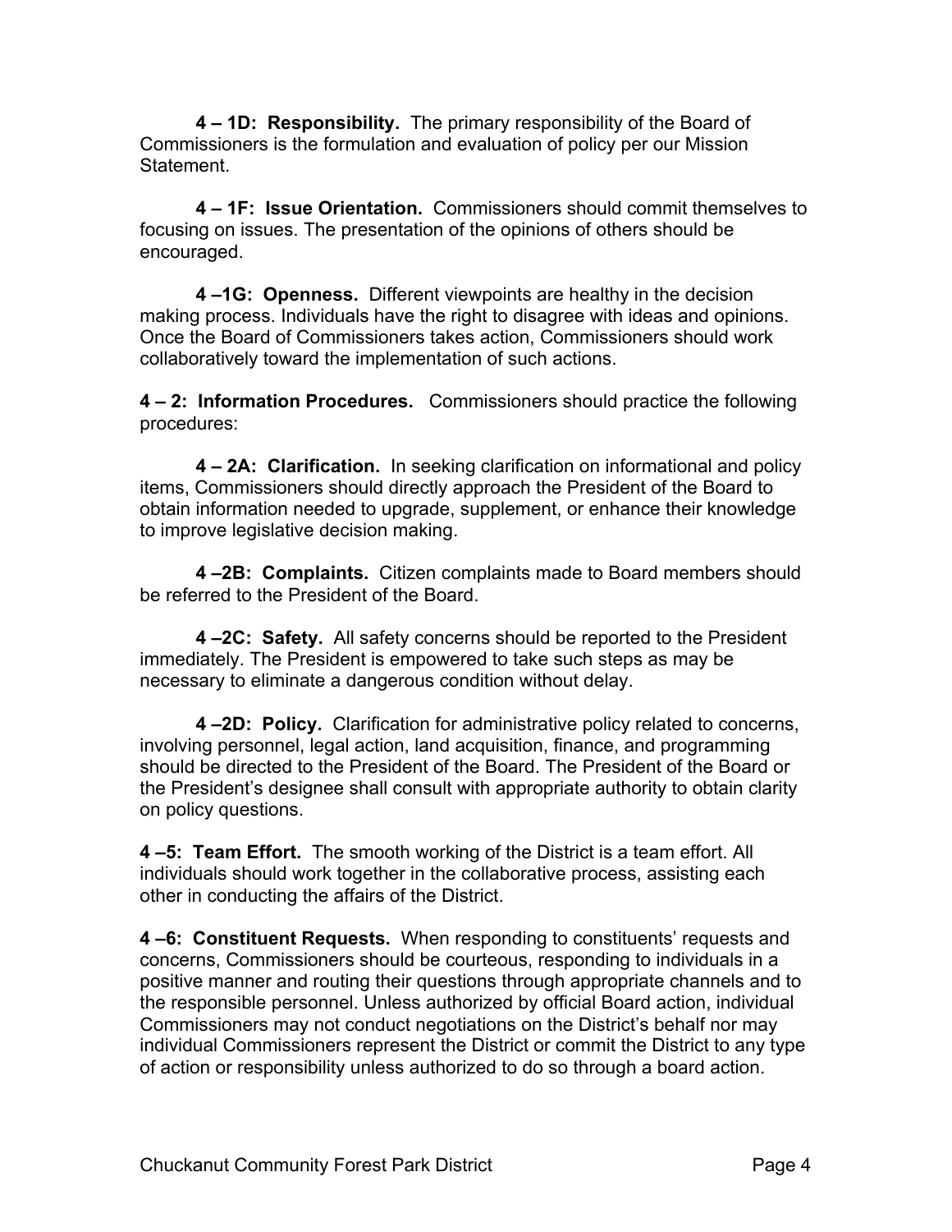**4 – 1D: Responsibility.** The primary responsibility of the Board of Commissioners is the formulation and evaluation of policy per our Mission Statement.

**4 – 1F: Issue Orientation.** Commissioners should commit themselves to focusing on issues. The presentation of the opinions of others should be encouraged.

**4 –1G: Openness.** Different viewpoints are healthy in the decision making process. Individuals have the right to disagree with ideas and opinions. Once the Board of Commissioners takes action, Commissioners should work collaboratively toward the implementation of such actions.

**4 – 2: Information Procedures.** Commissioners should practice the following procedures:

**4 – 2A: Clarification.** In seeking clarification on informational and policy items, Commissioners should directly approach the President of the Board to obtain information needed to upgrade, supplement, or enhance their knowledge to improve legislative decision making.

**4 –2B: Complaints.** Citizen complaints made to Board members should be referred to the President of the Board.

**4 –2C: Safety.** All safety concerns should be reported to the President immediately. The President is empowered to take such steps as may be necessary to eliminate a dangerous condition without delay.

**4 –2D: Policy.** Clarification for administrative policy related to concerns, involving personnel, legal action, land acquisition, finance, and programming should be directed to the President of the Board. The President of the Board or the President's designee shall consult with appropriate authority to obtain clarity on policy questions.

**4 –5: Team Effort.** The smooth working of the District is a team effort. All individuals should work together in the collaborative process, assisting each other in conducting the affairs of the District.

**4 –6: Constituent Requests.** When responding to constituents' requests and concerns, Commissioners should be courteous, responding to individuals in a positive manner and routing their questions through appropriate channels and to the responsible personnel. Unless authorized by official Board action, individual Commissioners may not conduct negotiations on the District's behalf nor may individual Commissioners represent the District or commit the District to any type of action or responsibility unless authorized to do so through a board action.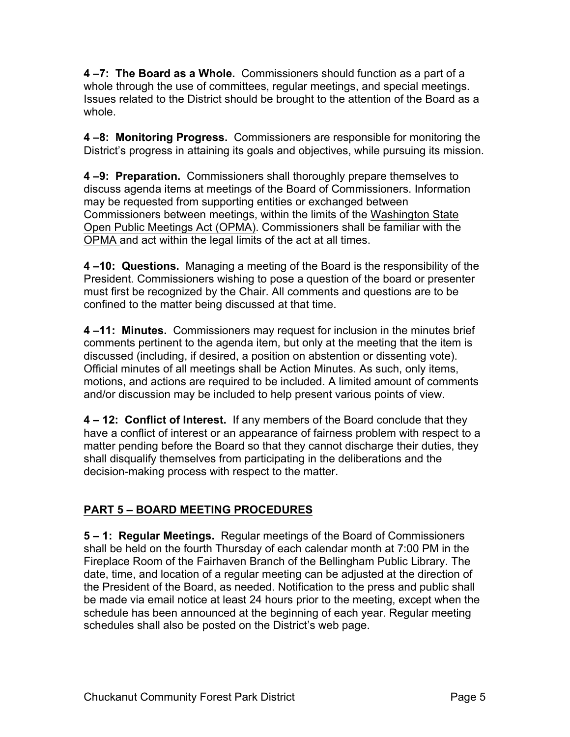**4 –7: The Board as a Whole.** Commissioners should function as a part of a whole through the use of committees, regular meetings, and special meetings. Issues related to the District should be brought to the attention of the Board as a whole.

**4 –8: Monitoring Progress.** Commissioners are responsible for monitoring the District's progress in attaining its goals and objectives, while pursuing its mission.

**4 –9: Preparation.** Commissioners shall thoroughly prepare themselves to discuss agenda items at meetings of the Board of Commissioners. Information may be requested from supporting entities or exchanged between Commissioners between meetings, within the limits of the Washington State Open Public Meetings Act (OPMA). Commissioners shall be familiar with the OPMA and act within the legal limits of the act at all times.

**4 –10: Questions.** Managing a meeting of the Board is the responsibility of the President. Commissioners wishing to pose a question of the board or presenter must first be recognized by the Chair. All comments and questions are to be confined to the matter being discussed at that time.

**4 –11: Minutes.** Commissioners may request for inclusion in the minutes brief comments pertinent to the agenda item, but only at the meeting that the item is discussed (including, if desired, a position on abstention or dissenting vote). Official minutes of all meetings shall be Action Minutes. As such, only items, motions, and actions are required to be included. A limited amount of comments and/or discussion may be included to help present various points of view.

**4 – 12: Conflict of Interest.** If any members of the Board conclude that they have a conflict of interest or an appearance of fairness problem with respect to a matter pending before the Board so that they cannot discharge their duties, they shall disqualify themselves from participating in the deliberations and the decision-making process with respect to the matter.

## PART 5 – BOARD MEETING PROCEDURES

**5 – 1: Regular Meetings.** Regular meetings of the Board of Commissioners shall be held on the fourth Thursday of each calendar month at 7:00 PM in the Fireplace Room of the Fairhaven Branch of the Bellingham Public Library. The date, time, and location of a regular meeting can be adjusted at the direction of the President of the Board, as needed. Notification to the press and public shall be made via email notice at least 24 hours prior to the meeting, except when the schedule has been announced at the beginning of each year. Regular meeting schedules shall also be posted on the District's web page.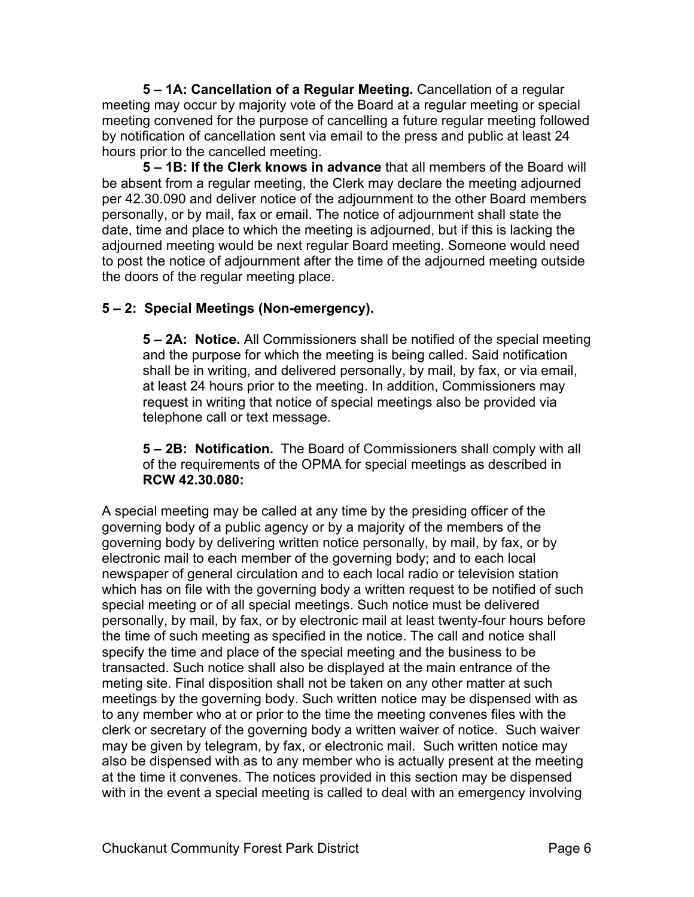**5 – 1A: Cancellation of a Regular Meeting.** Cancellation of a regular meeting may occur by majority vote of the Board at a regular meeting or special meeting convened for the purpose of cancelling a future regular meeting followed by notification of cancellation sent via email to the press and public at least 24 hours prior to the cancelled meeting.

**5 – 1B: If the Clerk knows in advance** that all members of the Board will be absent from a regular meeting, the Clerk may declare the meeting adjourned per 42.30.090 and deliver notice of the adjournment to the other Board members personally, or by mail, fax or email. The notice of adjournment shall state the date, time and place to which the meeting is adjourned, but if this is lacking the adjourned meeting would be next regular Board meeting. Someone would need to post the notice of adjournment after the time of the adjourned meeting outside the doors of the regular meeting place.

### 5 – 2: Special Meetings (Non-emergency).

**5 – 2A: Notice.** All Commissioners shall be notified of the special meeting and the purpose for which the meeting is being called. Said notification shall be in writing, and delivered personally, by mail, by fax, or via email, at least 24 hours prior to the meeting. In addition, Commissioners may request in writing that notice of special meetings also be provided via telephone call or text message.

**5 – 2B: Notification.** The Board of Commissioners shall comply with all of the requirements of the OPMA for special meetings as described in **RCW 42.30.080:**

A special meeting may be called at any time by the presiding officer of the governing body of a public agency or by a majority of the members of the governing body by delivering written notice personally, by mail, by fax, or by electronic mail to each member of the governing body; and to each local newspaper of general circulation and to each local radio or television station which has on file with the governing body a written request to be notified of such special meeting or of all special meetings. Such notice must be delivered personally, by mail, by fax, or by electronic mail at least twenty-four hours before the time of such meeting as specified in the notice. The call and notice shall specify the time and place of the special meeting and the business to be transacted. Such notice shall also be displayed at the main entrance of the meting site. Final disposition shall not be taken on any other matter at such meetings by the governing body. Such written notice may be dispensed with as to any member who at or prior to the time the meeting convenes files with the clerk or secretary of the governing body a written waiver of notice. Such waiver may be given by telegram, by fax, or electronic mail. Such written notice may also be dispensed with as to any member who is actually present at the meeting at the time it convenes. The notices provided in this section may be dispensed with in the event a special meeting is called to deal with an emergency involving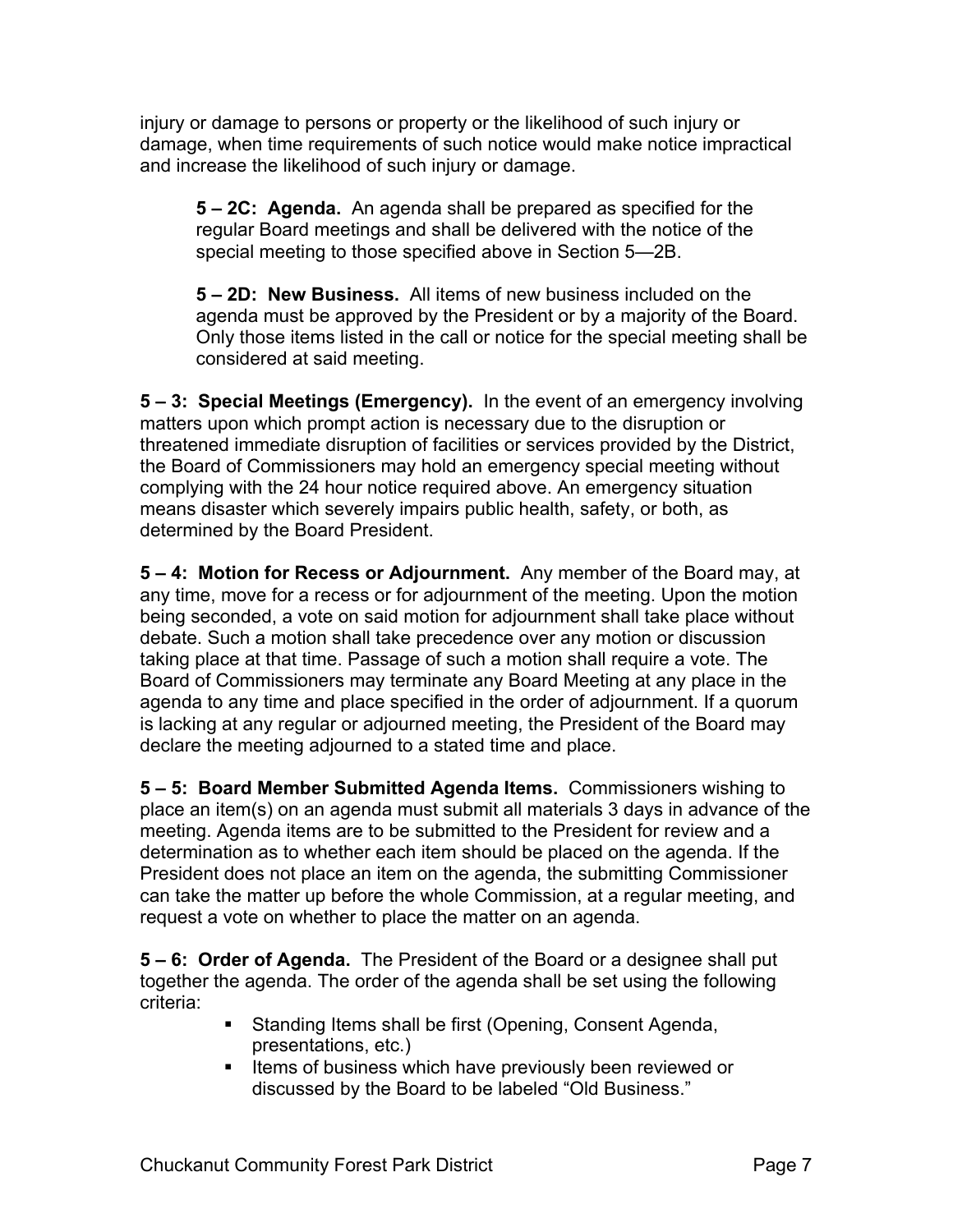injury or damage to persons or property or the likelihood of such injury or damage, when time requirements of such notice would make notice impractical and increase the likelihood of such injury or damage.

**5 – 2C: Agenda.** An agenda shall be prepared as specified for the regular Board meetings and shall be delivered with the notice of the special meeting to those specified above in Section 5—2B.

**5 – 2D: New Business.** All items of new business included on the agenda must be approved by the President or by a majority of the Board. Only those items listed in the call or notice for the special meeting shall be considered at said meeting.

**5 – 3: Special Meetings (Emergency).** In the event of an emergency involving matters upon which prompt action is necessary due to the disruption or threatened immediate disruption of facilities or services provided by the District, the Board of Commissioners may hold an emergency special meeting without complying with the 24 hour notice required above. An emergency situation means disaster which severely impairs public health, safety, or both, as determined by the Board President.

**5 – 4: Motion for Recess or Adjournment.** Any member of the Board may, at any time, move for a recess or for adjournment of the meeting. Upon the motion being seconded, a vote on said motion for adjournment shall take place without debate. Such a motion shall take precedence over any motion or discussion taking place at that time. Passage of such a motion shall require a vote. The Board of Commissioners may terminate any Board Meeting at any place in the agenda to any time and place specified in the order of adjournment. If a quorum is lacking at any regular or adjourned meeting, the President of the Board may declare the meeting adjourned to a stated time and place.

**5 – 5: Board Member Submitted Agenda Items.** Commissioners wishing to place an item(s) on an agenda must submit all materials 3 days in advance of the meeting. Agenda items are to be submitted to the President for review and a determination as to whether each item should be placed on the agenda. If the President does not place an item on the agenda, the submitting Commissioner can take the matter up before the whole Commission, at a regular meeting, and request a vote on whether to place the matter on an agenda.

**5 – 6: Order of Agenda.** The President of the Board or a designee shall put together the agenda. The order of the agenda shall be set using the following criteria:

- Standing Items shall be first (Opening, Consent Agenda, presentations, etc.)
- Items of business which have previously been reviewed or discussed by the Board to be labeled "Old Business."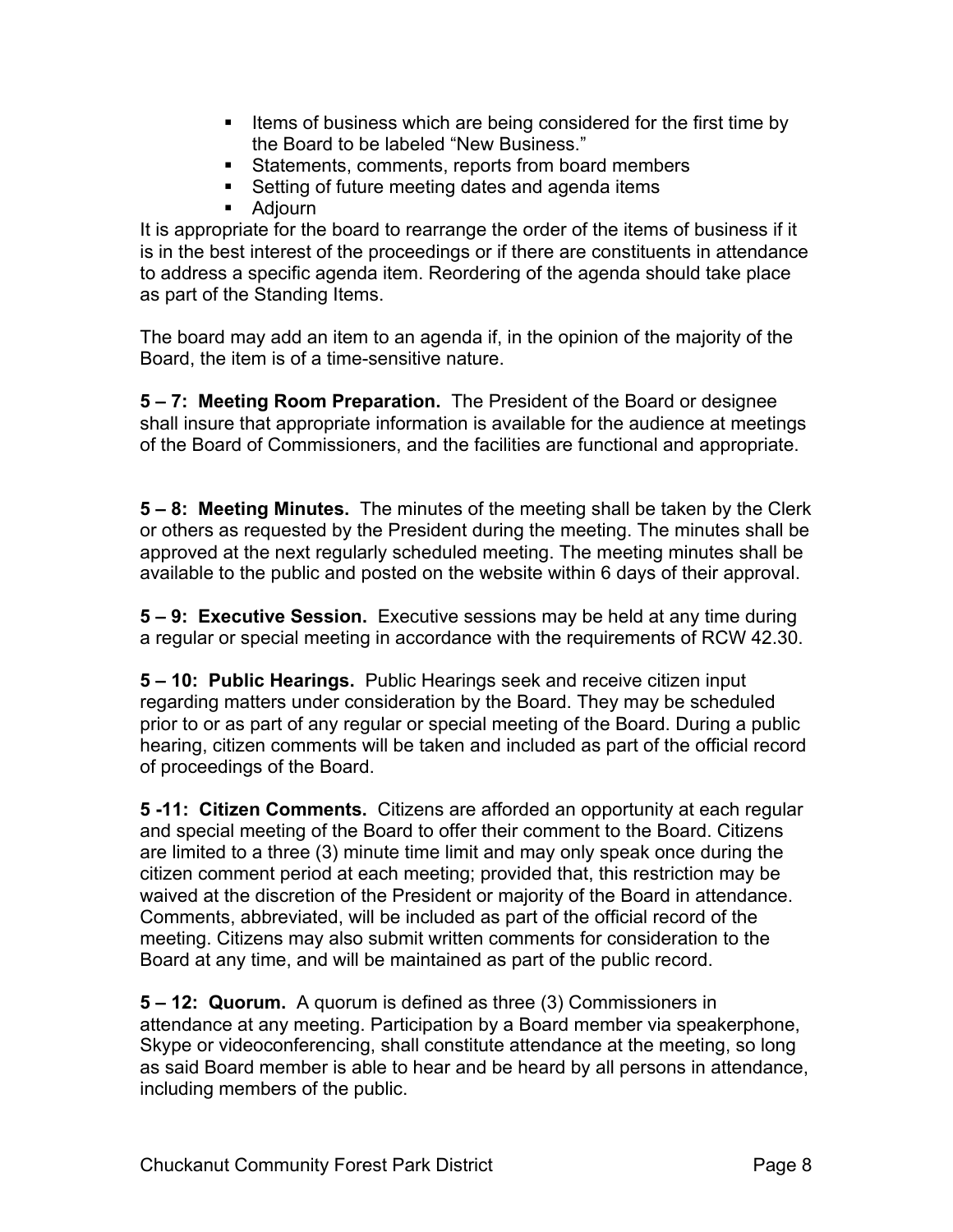- Items of business which are being considered for the first time by the Board to be labeled "New Business."
- Statements, comments, reports from board members
- Setting of future meeting dates and agenda items
- Adjourn

It is appropriate for the board to rearrange the order of the items of business if it is in the best interest of the proceedings or if there are constituents in attendance to address a specific agenda item. Reordering of the agenda should take place as part of the Standing Items.

The board may add an item to an agenda if, in the opinion of the majority of the Board, the item is of a time-sensitive nature.

**5 – 7: Meeting Room Preparation.** The President of the Board or designee shall insure that appropriate information is available for the audience at meetings of the Board of Commissioners, and the facilities are functional and appropriate.

**5 – 8: Meeting Minutes.** The minutes of the meeting shall be taken by the Clerk or others as requested by the President during the meeting. The minutes shall be approved at the next regularly scheduled meeting. The meeting minutes shall be available to the public and posted on the website within 6 days of their approval.

**5 – 9: Executive Session.** Executive sessions may be held at any time during a regular or special meeting in accordance with the requirements of RCW 42.30.

**5 – 10: Public Hearings.** Public Hearings seek and receive citizen input regarding matters under consideration by the Board. They may be scheduled prior to or as part of any regular or special meeting of the Board. During a public hearing, citizen comments will be taken and included as part of the official record of proceedings of the Board.

**5 -11: Citizen Comments.** Citizens are afforded an opportunity at each regular and special meeting of the Board to offer their comment to the Board. Citizens are limited to a three (3) minute time limit and may only speak once during the citizen comment period at each meeting; provided that, this restriction may be waived at the discretion of the President or majority of the Board in attendance. Comments, abbreviated, will be included as part of the official record of the meeting. Citizens may also submit written comments for consideration to the Board at any time, and will be maintained as part of the public record.

**5 – 12: Quorum.** A quorum is defined as three (3) Commissioners in attendance at any meeting. Participation by a Board member via speakerphone, Skype or videoconferencing, shall constitute attendance at the meeting, so long as said Board member is able to hear and be heard by all persons in attendance, including members of the public.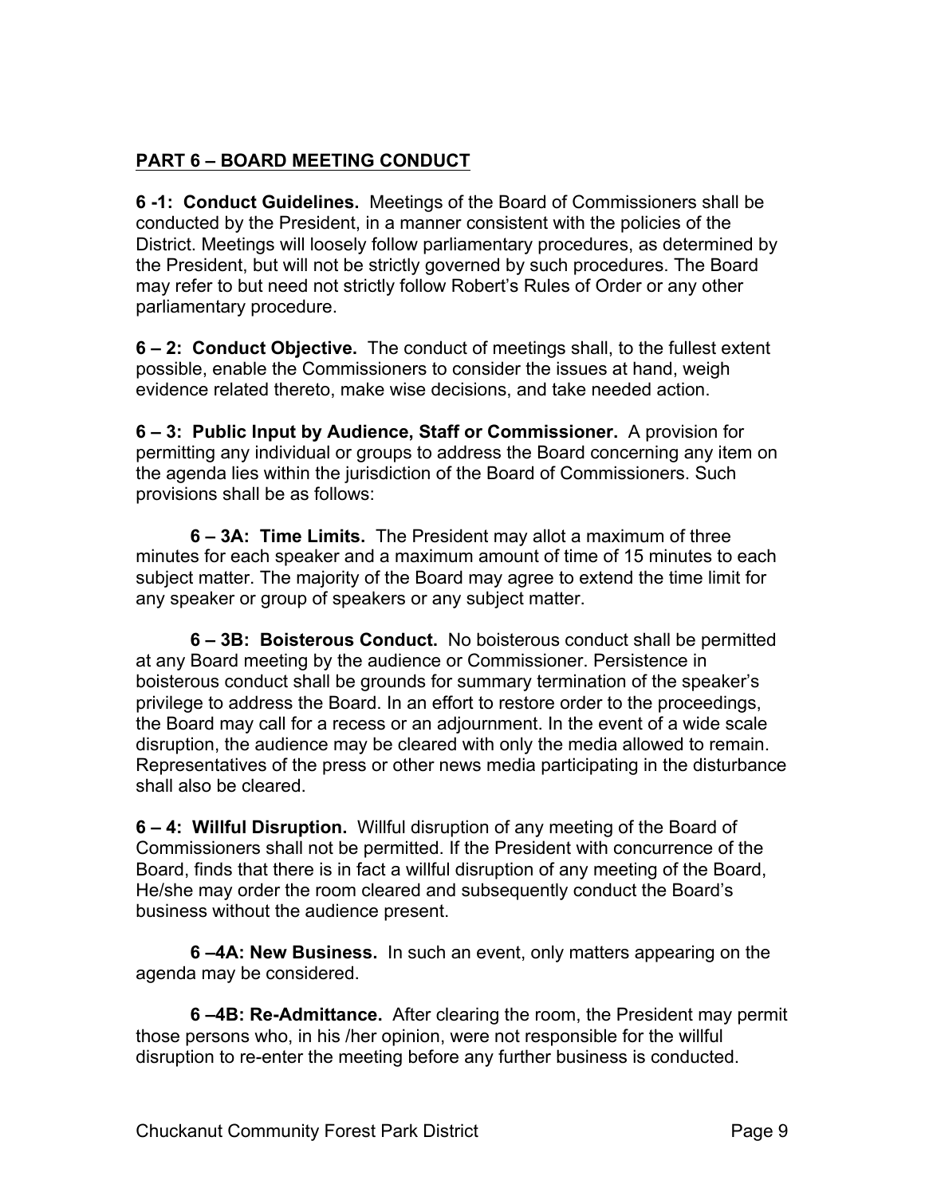## PART 6 – BOARD MEETING CONDUCT

**6 -1: Conduct Guidelines.** Meetings of the Board of Commissioners shall be conducted by the President, in a manner consistent with the policies of the District. Meetings will loosely follow parliamentary procedures, as determined by the President, but will not be strictly governed by such procedures. The Board may refer to but need not strictly follow Robert's Rules of Order or any other parliamentary procedure.

**6 – 2: Conduct Objective.** The conduct of meetings shall, to the fullest extent possible, enable the Commissioners to consider the issues at hand, weigh evidence related thereto, make wise decisions, and take needed action.

**6 – 3: Public Input by Audience, Staff or Commissioner.** A provision for permitting any individual or groups to address the Board concerning any item on the agenda lies within the jurisdiction of the Board of Commissioners. Such provisions shall be as follows:

**6 – 3A: Time Limits.** The President may allot a maximum of three minutes for each speaker and a maximum amount of time of 15 minutes to each subject matter. The majority of the Board may agree to extend the time limit for any speaker or group of speakers or any subject matter.

**6 – 3B: Boisterous Conduct.** No boisterous conduct shall be permitted at any Board meeting by the audience or Commissioner. Persistence in boisterous conduct shall be grounds for summary termination of the speaker's privilege to address the Board. In an effort to restore order to the proceedings, the Board may call for a recess or an adjournment. In the event of a wide scale disruption, the audience may be cleared with only the media allowed to remain. Representatives of the press or other news media participating in the disturbance shall also be cleared.

**6 – 4: Willful Disruption.** Willful disruption of any meeting of the Board of Commissioners shall not be permitted. If the President with concurrence of the Board, finds that there is in fact a willful disruption of any meeting of the Board, He/she may order the room cleared and subsequently conduct the Board's business without the audience present.

**6 –4A: New Business.** In such an event, only matters appearing on the agenda may be considered.

**6 –4B: Re-Admittance.** After clearing the room, the President may permit those persons who, in his /her opinion, were not responsible for the willful disruption to re-enter the meeting before any further business is conducted.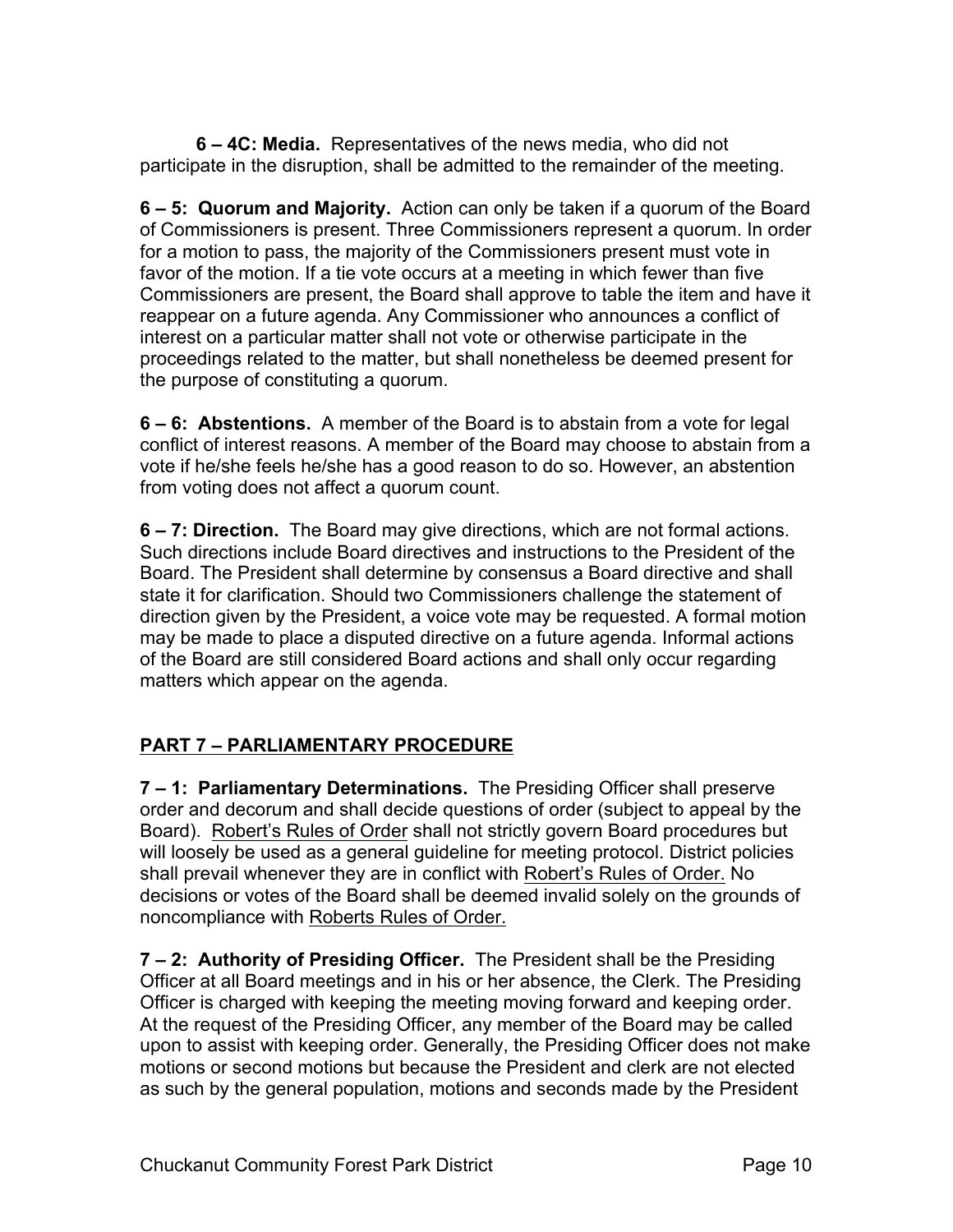**6 – 4C: Media.** Representatives of the news media, who did not participate in the disruption, shall be admitted to the remainder of the meeting.

**6 – 5: Quorum and Majority.** Action can only be taken if a quorum of the Board of Commissioners is present. Three Commissioners represent a quorum. In order for a motion to pass, the majority of the Commissioners present must vote in favor of the motion. If a tie vote occurs at a meeting in which fewer than five Commissioners are present, the Board shall approve to table the item and have it reappear on a future agenda. Any Commissioner who announces a conflict of interest on a particular matter shall not vote or otherwise participate in the proceedings related to the matter, but shall nonetheless be deemed present for the purpose of constituting a quorum.

**6 – 6: Abstentions.** A member of the Board is to abstain from a vote for legal conflict of interest reasons. A member of the Board may choose to abstain from a vote if he/she feels he/she has a good reason to do so. However, an abstention from voting does not affect a quorum count.

**6 – 7: Direction.** The Board may give directions, which are not formal actions. Such directions include Board directives and instructions to the President of the Board. The President shall determine by consensus a Board directive and shall state it for clarification. Should two Commissioners challenge the statement of direction given by the President, a voice vote may be requested. A formal motion may be made to place a disputed directive on a future agenda. Informal actions of the Board are still considered Board actions and shall only occur regarding matters which appear on the agenda.

## PART 7 – PARLIAMENTARY PROCEDURE

**7 – 1: Parliamentary Determinations.** The Presiding Officer shall preserve order and decorum and shall decide questions of order (subject to appeal by the Board). Robert's Rules of Order shall not strictly govern Board procedures but will loosely be used as a general guideline for meeting protocol. District policies shall prevail whenever they are in conflict with Robert's Rules of Order. No decisions or votes of the Board shall be deemed invalid solely on the grounds of noncompliance with Roberts Rules of Order.

**7 – 2: Authority of Presiding Officer.** The President shall be the Presiding Officer at all Board meetings and in his or her absence, the Clerk. The Presiding Officer is charged with keeping the meeting moving forward and keeping order. At the request of the Presiding Officer, any member of the Board may be called upon to assist with keeping order. Generally, the Presiding Officer does not make motions or second motions but because the President and clerk are not elected as such by the general population, motions and seconds made by the President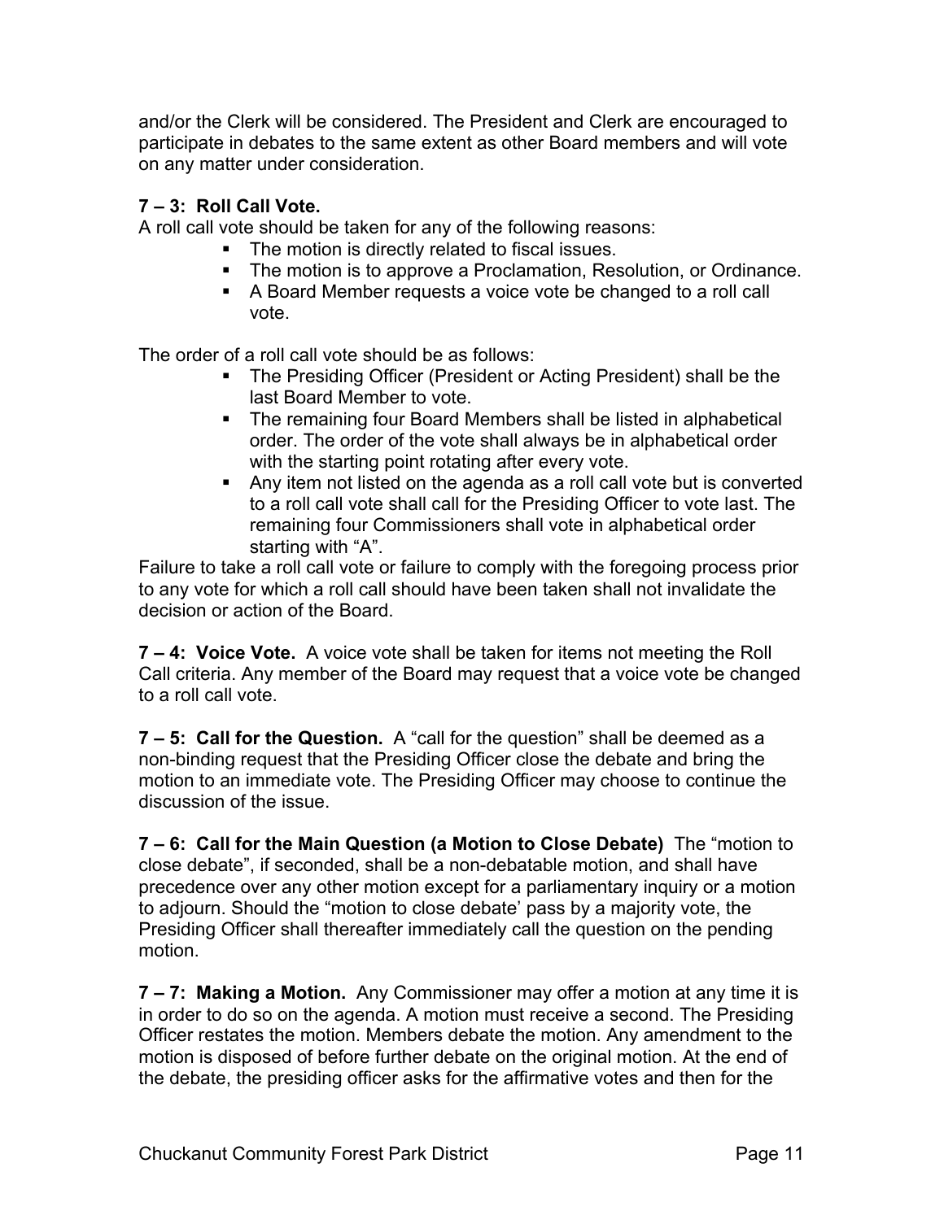and/or the Clerk will be considered. The President and Clerk are encouraged to participate in debates to the same extent as other Board members and will vote on any matter under consideration.

**7 – 3: Roll Call Vote.**

A roll call vote should be taken for any of the following reasons:

- The motion is directly related to fiscal issues.
- The motion is to approve a Proclamation, Resolution, or Ordinance.
- A Board Member requests a voice vote be changed to a roll call vote.

The order of a roll call vote should be as follows:

- The Presiding Officer (President or Acting President) shall be the last Board Member to vote.
- The remaining four Board Members shall be listed in alphabetical order. The order of the vote shall always be in alphabetical order with the starting point rotating after every vote.
- Any item not listed on the agenda as a roll call vote but is converted to a roll call vote shall call for the Presiding Officer to vote last. The remaining four Commissioners shall vote in alphabetical order starting with "A".

Failure to take a roll call vote or failure to comply with the foregoing process prior to any vote for which a roll call should have been taken shall not invalidate the decision or action of the Board.

**7 – 4: Voice Vote.** A voice vote shall be taken for items not meeting the Roll Call criteria. Any member of the Board may request that a voice vote be changed to a roll call vote.

**7 – 5: Call for the Question.** A "call for the question" shall be deemed as a non-binding request that the Presiding Officer close the debate and bring the motion to an immediate vote. The Presiding Officer may choose to continue the discussion of the issue.

**7 – 6: Call for the Main Question (a Motion to Close Debate)** The "motion to close debate", if seconded, shall be a non-debatable motion, and shall have precedence over any other motion except for a parliamentary inquiry or a motion to adjourn. Should the "motion to close debate' pass by a majority vote, the Presiding Officer shall thereafter immediately call the question on the pending motion.

**7 – 7: Making a Motion.** Any Commissioner may offer a motion at any time it is in order to do so on the agenda. A motion must receive a second. The Presiding Officer restates the motion. Members debate the motion. Any amendment to the motion is disposed of before further debate on the original motion. At the end of the debate, the presiding officer asks for the affirmative votes and then for the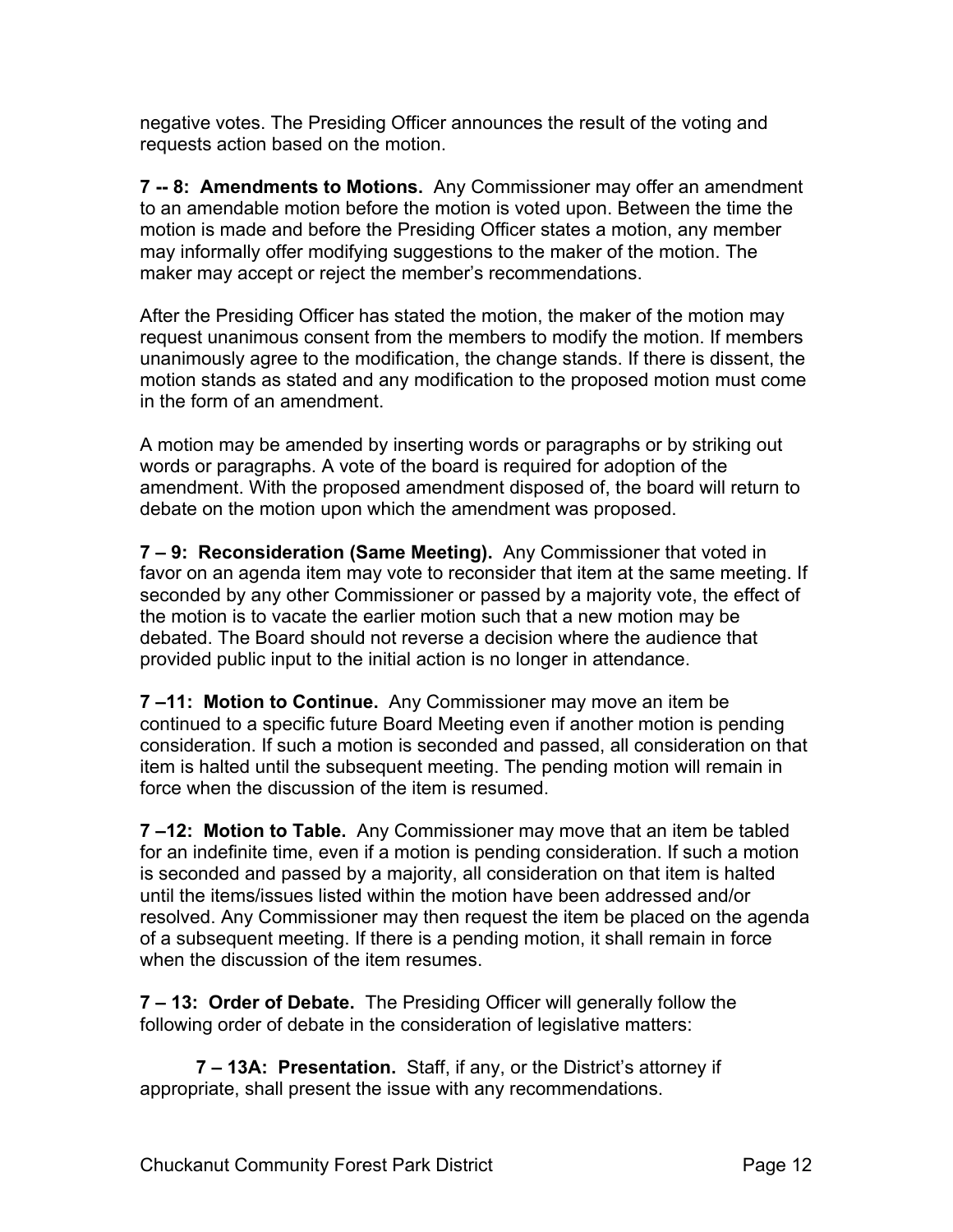negative votes. The Presiding Officer announces the result of the voting and requests action based on the motion.

**7 -- 8: Amendments to Motions.** Any Commissioner may offer an amendment to an amendable motion before the motion is voted upon. Between the time the motion is made and before the Presiding Officer states a motion, any member may informally offer modifying suggestions to the maker of the motion. The maker may accept or reject the member's recommendations.

After the Presiding Officer has stated the motion, the maker of the motion may request unanimous consent from the members to modify the motion. If members unanimously agree to the modification, the change stands. If there is dissent, the motion stands as stated and any modification to the proposed motion must come in the form of an amendment.

A motion may be amended by inserting words or paragraphs or by striking out words or paragraphs. A vote of the board is required for adoption of the amendment. With the proposed amendment disposed of, the board will return to debate on the motion upon which the amendment was proposed.

**7 – 9: Reconsideration (Same Meeting).** Any Commissioner that voted in favor on an agenda item may vote to reconsider that item at the same meeting. If seconded by any other Commissioner or passed by a majority vote, the effect of the motion is to vacate the earlier motion such that a new motion may be debated. The Board should not reverse a decision where the audience that provided public input to the initial action is no longer in attendance.

**7 –11: Motion to Continue.** Any Commissioner may move an item be continued to a specific future Board Meeting even if another motion is pending consideration. If such a motion is seconded and passed, all consideration on that item is halted until the subsequent meeting. The pending motion will remain in force when the discussion of the item is resumed.

**7 –12: Motion to Table.** Any Commissioner may move that an item be tabled for an indefinite time, even if a motion is pending consideration. If such a motion is seconded and passed by a majority, all consideration on that item is halted until the items/issues listed within the motion have been addressed and/or resolved. Any Commissioner may then request the item be placed on the agenda of a subsequent meeting. If there is a pending motion, it shall remain in force when the discussion of the item resumes.

**7 – 13: Order of Debate.** The Presiding Officer will generally follow the following order of debate in the consideration of legislative matters:

**7 – 13A: Presentation.** Staff, if any, or the District's attorney if appropriate, shall present the issue with any recommendations.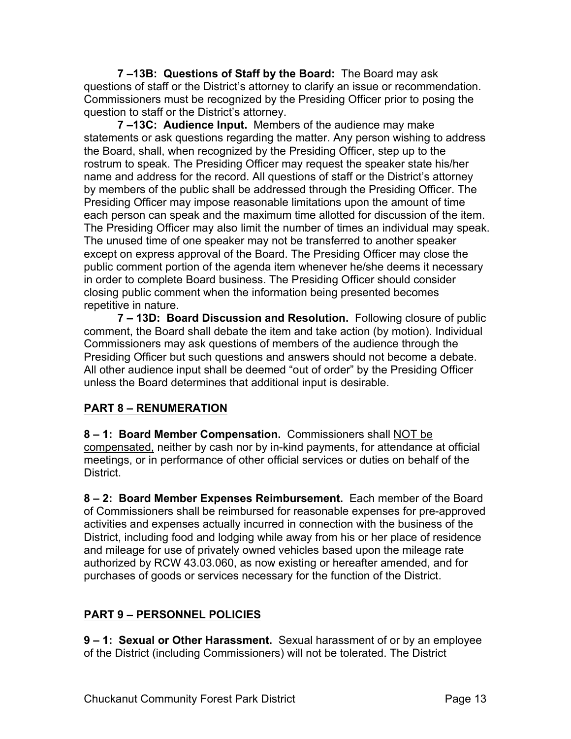**7 –13B: Questions of Staff by the Board:** The Board may ask questions of staff or the District's attorney to clarify an issue or recommendation. Commissioners must be recognized by the Presiding Officer prior to posing the question to staff or the District's attorney.

**7 –13C: Audience Input.** Members of the audience may make statements or ask questions regarding the matter. Any person wishing to address the Board, shall, when recognized by the Presiding Officer, step up to the rostrum to speak. The Presiding Officer may request the speaker state his/her name and address for the record. All questions of staff or the District's attorney by members of the public shall be addressed through the Presiding Officer. The Presiding Officer may impose reasonable limitations upon the amount of time each person can speak and the maximum time allotted for discussion of the item. The Presiding Officer may also limit the number of times an individual may speak. The unused time of one speaker may not be transferred to another speaker except on express approval of the Board. The Presiding Officer may close the public comment portion of the agenda item whenever he/she deems it necessary in order to complete Board business. The Presiding Officer should consider closing public comment when the information being presented becomes repetitive in nature.

**7 – 13D: Board Discussion and Resolution.** Following closure of public comment, the Board shall debate the item and take action (by motion). Individual Commissioners may ask questions of members of the audience through the Presiding Officer but such questions and answers should not become a debate. All other audience input shall be deemed "out of order" by the Presiding Officer unless the Board determines that additional input is desirable.

## PART 8 – RENUMERATION

**8 – 1: Board Member Compensation.** Commissioners shall NOT be compensated, neither by cash nor by in-kind payments, for attendance at official meetings, or in performance of other official services or duties on behalf of the District.

**8 – 2: Board Member Expenses Reimbursement.** Each member of the Board of Commissioners shall be reimbursed for reasonable expenses for pre-approved activities and expenses actually incurred in connection with the business of the District, including food and lodging while away from his or her place of residence and mileage for use of privately owned vehicles based upon the mileage rate authorized by RCW 43.03.060, as now existing or hereafter amended, and for purchases of goods or services necessary for the function of the District.

## PART 9 – PERSONNEL POLICIES

**9 – 1: Sexual or Other Harassment.** Sexual harassment of or by an employee of the District (including Commissioners) will not be tolerated. The District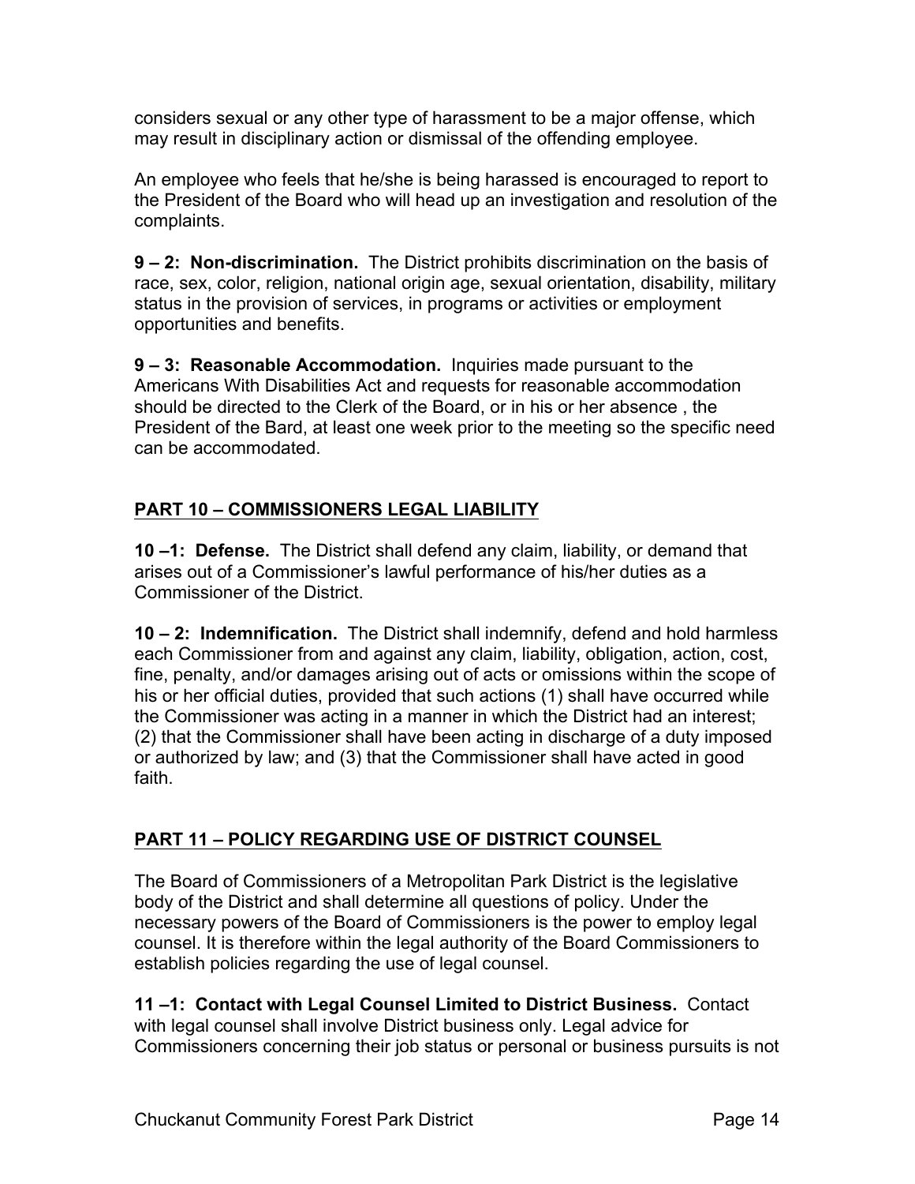considers sexual or any other type of harassment to be a major offense, which may result in disciplinary action or dismissal of the offending employee.

An employee who feels that he/she is being harassed is encouraged to report to the President of the Board who will head up an investigation and resolution of the complaints.

**9 – 2: Non-discrimination.** The District prohibits discrimination on the basis of race, sex, color, religion, national origin age, sexual orientation, disability, military status in the provision of services, in programs or activities or employment opportunities and benefits.

**9 – 3: Reasonable Accommodation.** Inquiries made pursuant to the Americans With Disabilities Act and requests for reasonable accommodation should be directed to the Clerk of the Board, or in his or her absence , the President of the Bard, at least one week prior to the meeting so the specific need can be accommodated.

## PART 10 – COMMISSIONERS LEGAL LIABILITY

**10 –1: Defense.** The District shall defend any claim, liability, or demand that arises out of a Commissioner's lawful performance of his/her duties as a Commissioner of the District.

**10 – 2: Indemnification.** The District shall indemnify, defend and hold harmless each Commissioner from and against any claim, liability, obligation, action, cost, fine, penalty, and/or damages arising out of acts or omissions within the scope of his or her official duties, provided that such actions (1) shall have occurred while the Commissioner was acting in a manner in which the District had an interest; (2) that the Commissioner shall have been acting in discharge of a duty imposed or authorized by law; and (3) that the Commissioner shall have acted in good faith.

## PART 11 – POLICY REGARDING USE OF DISTRICT COUNSEL

The Board of Commissioners of a Metropolitan Park District is the legislative body of the District and shall determine all questions of policy. Under the necessary powers of the Board of Commissioners is the power to employ legal counsel. It is therefore within the legal authority of the Board Commissioners to establish policies regarding the use of legal counsel.

**11 –1: Contact with Legal Counsel Limited to District Business.** Contact with legal counsel shall involve District business only. Legal advice for Commissioners concerning their job status or personal or business pursuits is not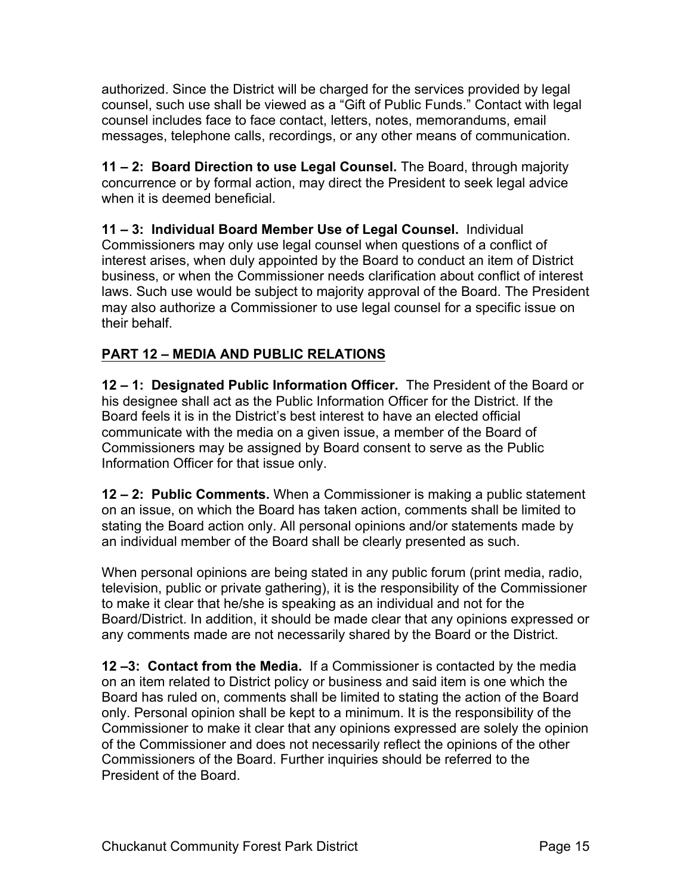authorized. Since the District will be charged for the services provided by legal counsel, such use shall be viewed as a "Gift of Public Funds." Contact with legal counsel includes face to face contact, letters, notes, memorandums, email messages, telephone calls, recordings, or any other means of communication.

**11 – 2: Board Direction to use Legal Counsel.** The Board, through majority concurrence or by formal action, may direct the President to seek legal advice when it is deemed beneficial.

**11 – 3: Individual Board Member Use of Legal Counsel.** Individual Commissioners may only use legal counsel when questions of a conflict of interest arises, when duly appointed by the Board to conduct an item of District business, or when the Commissioner needs clarification about conflict of interest laws. Such use would be subject to majority approval of the Board. The President may also authorize a Commissioner to use legal counsel for a specific issue on their behalf.

## PART 12 – MEDIA AND PUBLIC RELATIONS

**12 – 1: Designated Public Information Officer.** The President of the Board or his designee shall act as the Public Information Officer for the District. If the Board feels it is in the District's best interest to have an elected official communicate with the media on a given issue, a member of the Board of Commissioners may be assigned by Board consent to serve as the Public Information Officer for that issue only.

**12 – 2: Public Comments.** When a Commissioner is making a public statement on an issue, on which the Board has taken action, comments shall be limited to stating the Board action only. All personal opinions and/or statements made by an individual member of the Board shall be clearly presented as such.

When personal opinions are being stated in any public forum (print media, radio, television, public or private gathering), it is the responsibility of the Commissioner to make it clear that he/she is speaking as an individual and not for the Board/District. In addition, it should be made clear that any opinions expressed or any comments made are not necessarily shared by the Board or the District.

**12 –3: Contact from the Media.** If a Commissioner is contacted by the media on an item related to District policy or business and said item is one which the Board has ruled on, comments shall be limited to stating the action of the Board only. Personal opinion shall be kept to a minimum. It is the responsibility of the Commissioner to make it clear that any opinions expressed are solely the opinion of the Commissioner and does not necessarily reflect the opinions of the other Commissioners of the Board. Further inquiries should be referred to the President of the Board.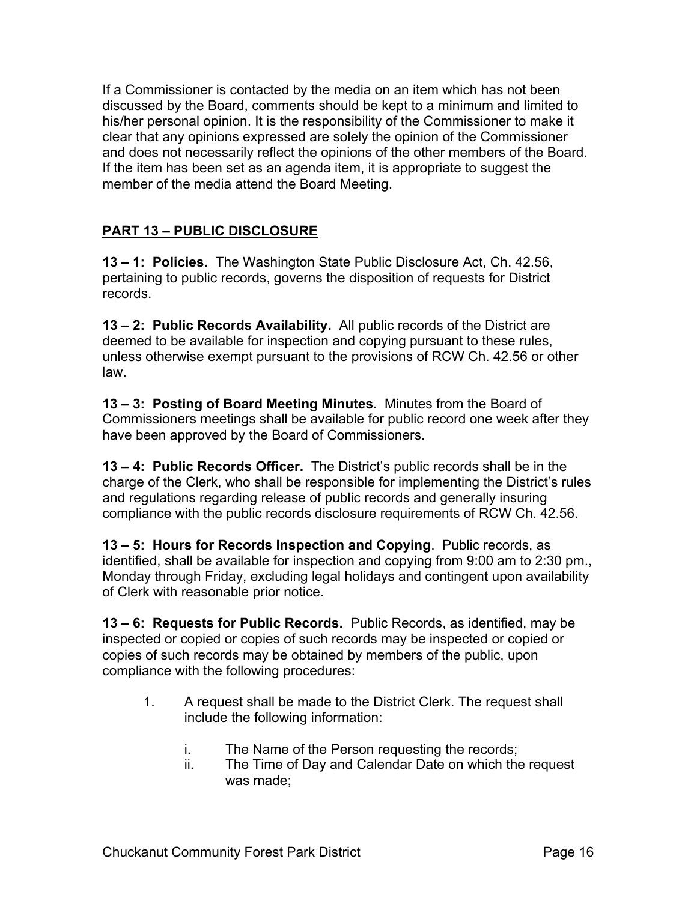If a Commissioner is contacted by the media on an item which has not been discussed by the Board, comments should be kept to a minimum and limited to his/her personal opinion. It is the responsibility of the Commissioner to make it clear that any opinions expressed are solely the opinion of the Commissioner and does not necessarily reflect the opinions of the other members of the Board. If the item has been set as an agenda item, it is appropriate to suggest the member of the media attend the Board Meeting.

## PART 13 – PUBLIC DISCLOSURE

**13 – 1: Policies.** The Washington State Public Disclosure Act, Ch. 42.56, pertaining to public records, governs the disposition of requests for District records.

**13 – 2: Public Records Availability.** All public records of the District are deemed to be available for inspection and copying pursuant to these rules, unless otherwise exempt pursuant to the provisions of RCW Ch. 42.56 or other law.

**13 – 3: Posting of Board Meeting Minutes.** Minutes from the Board of Commissioners meetings shall be available for public record one week after they have been approved by the Board of Commissioners.

**13 – 4: Public Records Officer.** The District's public records shall be in the charge of the Clerk, who shall be responsible for implementing the District's rules and regulations regarding release of public records and generally insuring compliance with the public records disclosure requirements of RCW Ch. 42.56.

**13 – 5: Hours for Records Inspection and Copying**. Public records, as identified, shall be available for inspection and copying from 9:00 am to 2:30 pm., Monday through Friday, excluding legal holidays and contingent upon availability of Clerk with reasonable prior notice.

**13 – 6: Requests for Public Records.** Public Records, as identified, may be inspected or copied or copies of such records may be inspected or copied or copies of such records may be obtained by members of the public, upon compliance with the following procedures:

1. A request shall be made to the District Clerk. The request shall include the following information:

   i. The Name of the Person requesting the records;
   
   ii. The Time of Day and Calendar Date on which the request was made;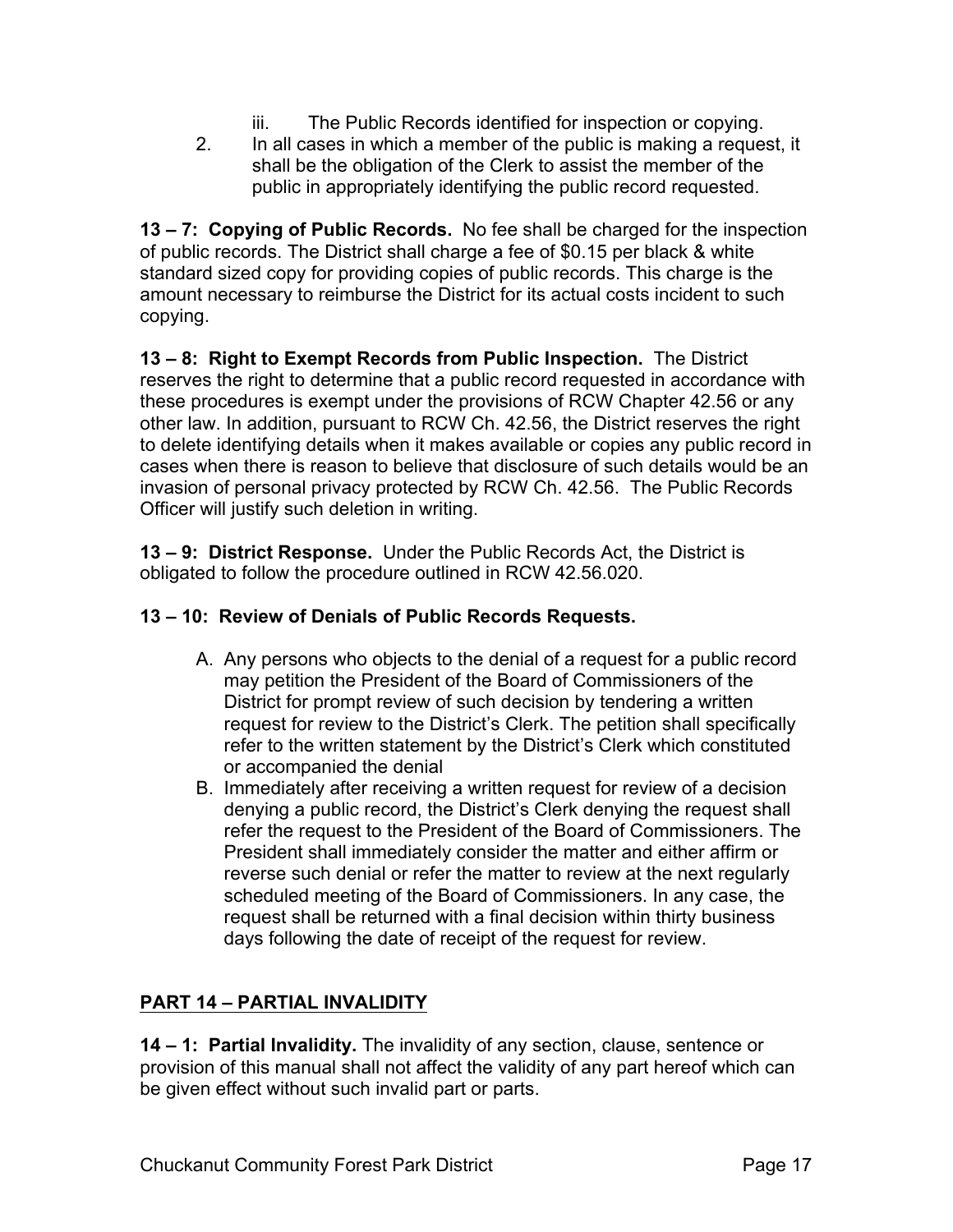iii. The Public Records identified for inspection or copying.

2. In all cases in which a member of the public is making a request, it shall be the obligation of the Clerk to assist the member of the public in appropriately identifying the public record requested.

**13 – 7: Copying of Public Records.** No fee shall be charged for the inspection of public records. The District shall charge a fee of $0.15 per black & white standard sized copy for providing copies of public records. This charge is the amount necessary to reimburse the District for its actual costs incident to such copying.

**13 – 8: Right to Exempt Records from Public Inspection.** The District reserves the right to determine that a public record requested in accordance with these procedures is exempt under the provisions of RCW Chapter 42.56 or any other law. In addition, pursuant to RCW Ch. 42.56, the District reserves the right to delete identifying details when it makes available or copies any public record in cases when there is reason to believe that disclosure of such details would be an invasion of personal privacy protected by RCW Ch. 42.56. The Public Records Officer will justify such deletion in writing.

**13 – 9: District Response.** Under the Public Records Act, the District is obligated to follow the procedure outlined in RCW 42.56.020.

**13 – 10: Review of Denials of Public Records Requests.**

A. Any persons who objects to the denial of a request for a public record may petition the President of the Board of Commissioners of the District for prompt review of such decision by tendering a written request for review to the District's Clerk. The petition shall specifically refer to the written statement by the District's Clerk which constituted or accompanied the denial

B. Immediately after receiving a written request for review of a decision denying a public record, the District's Clerk denying the request shall refer the request to the President of the Board of Commissioners. The President shall immediately consider the matter and either affirm or reverse such denial or refer the matter to review at the next regularly scheduled meeting of the Board of Commissioners. In any case, the request shall be returned with a final decision within thirty business days following the date of receipt of the request for review.

## PART 14 – PARTIAL INVALIDITY

**14 – 1: Partial Invalidity.** The invalidity of any section, clause, sentence or provision of this manual shall not affect the validity of any part hereof which can be given effect without such invalid part or parts.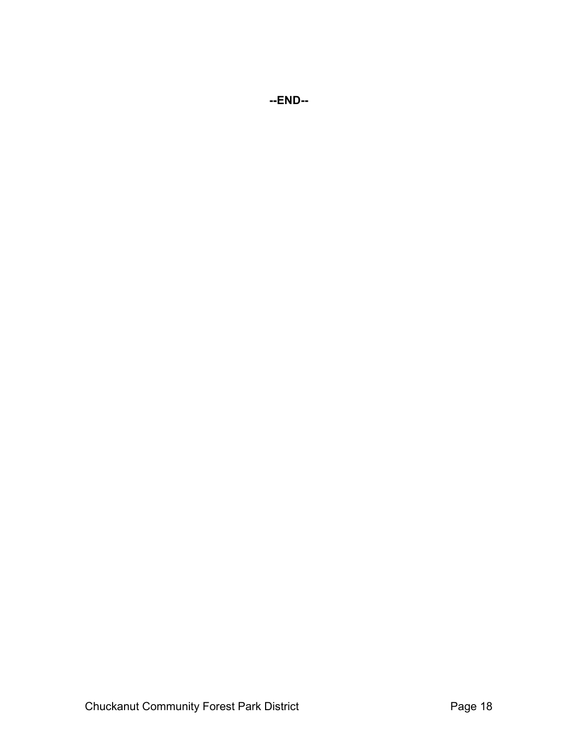**--END--**